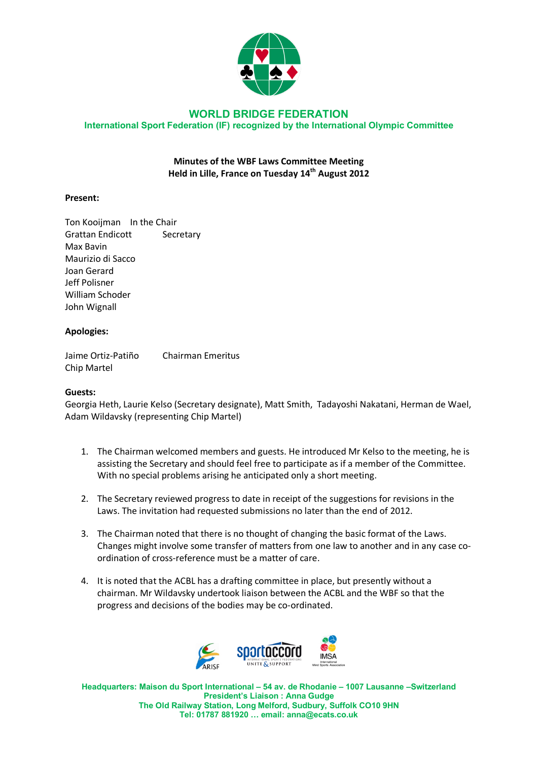# WORLD BRIDGE FEDERATION

**International Sport Federation (IF) recognized by the International Olympic Committee**

**Minutes of the WBF Laws Committee Meeting**
**Held in Lille, France on Tuesday 14th August 2012**

**Present:**

Ton Kooijman In the Chair
Grattan Endicott Secretary
Max Bavin
Maurizio di Sacco
Joan Gerard
Jeff Polisner
William Schoder
John Wignall

**Apologies:**

Jaime Ortiz-Patiño Chairman Emeritus
Chip Martel

**Guests:**

Georgia Heth, Laurie Kelso (Secretary designate), Matt Smith, Tadayoshi Nakatani, Herman de Wael, Adam Wildavsky (representing Chip Martel)

1. The Chairman welcomed members and guests. He introduced Mr Kelso to the meeting, he is assisting the Secretary and should feel free to participate as if a member of the Committee. With no special problems arising he anticipated only a short meeting.

2. The Secretary reviewed progress to date in receipt of the suggestions for revisions in the Laws. The invitation had requested submissions no later than the end of 2012.

3. The Chairman noted that there is no thought of changing the basic format of the Laws. Changes might involve some transfer of matters from one law to another and in any case co-ordination of cross-reference must be a matter of care.

4. It is noted that the ACBL has a drafting committee in place, but presently without a chairman. Mr Wildavsky undertook liaison between the ACBL and the WBF so that the progress and decisions of the bodies may be co-ordinated.

Headquarters: Maison du Sport International – 54 av. de Rhodanie – 1007 Lausanne –Switzerland
President's Liaison : Anna Gudge
The Old Railway Station, Long Melford, Sudbury, Suffolk CO10 9HN
Tel: 01787 881920 … email: anna@ecats.co.uk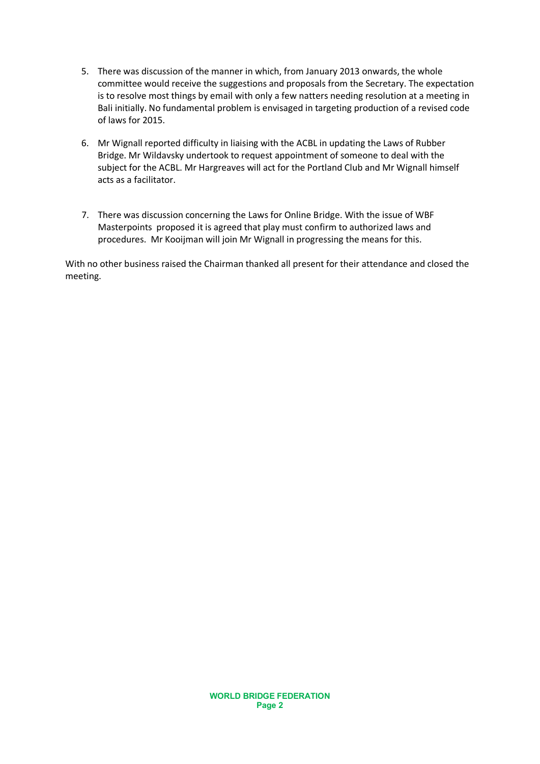5. There was discussion of the manner in which, from January 2013 onwards, the whole committee would receive the suggestions and proposals from the Secretary. The expectation is to resolve most things by email with only a few natters needing resolution at a meeting in Bali initially. No fundamental problem is envisaged in targeting production of a revised code of laws for 2015.

6. Mr Wignall reported difficulty in liaising with the ACBL in updating the Laws of Rubber Bridge. Mr Wildavsky undertook to request appointment of someone to deal with the subject for the ACBL. Mr Hargreaves will act for the Portland Club and Mr Wignall himself acts as a facilitator.

7. There was discussion concerning the Laws for Online Bridge. With the issue of WBF Masterpoints proposed it is agreed that play must confirm to authorized laws and procedures. Mr Kooijman will join Mr Wignall in progressing the means for this.

With no other business raised the Chairman thanked all present for their attendance and closed the meeting.